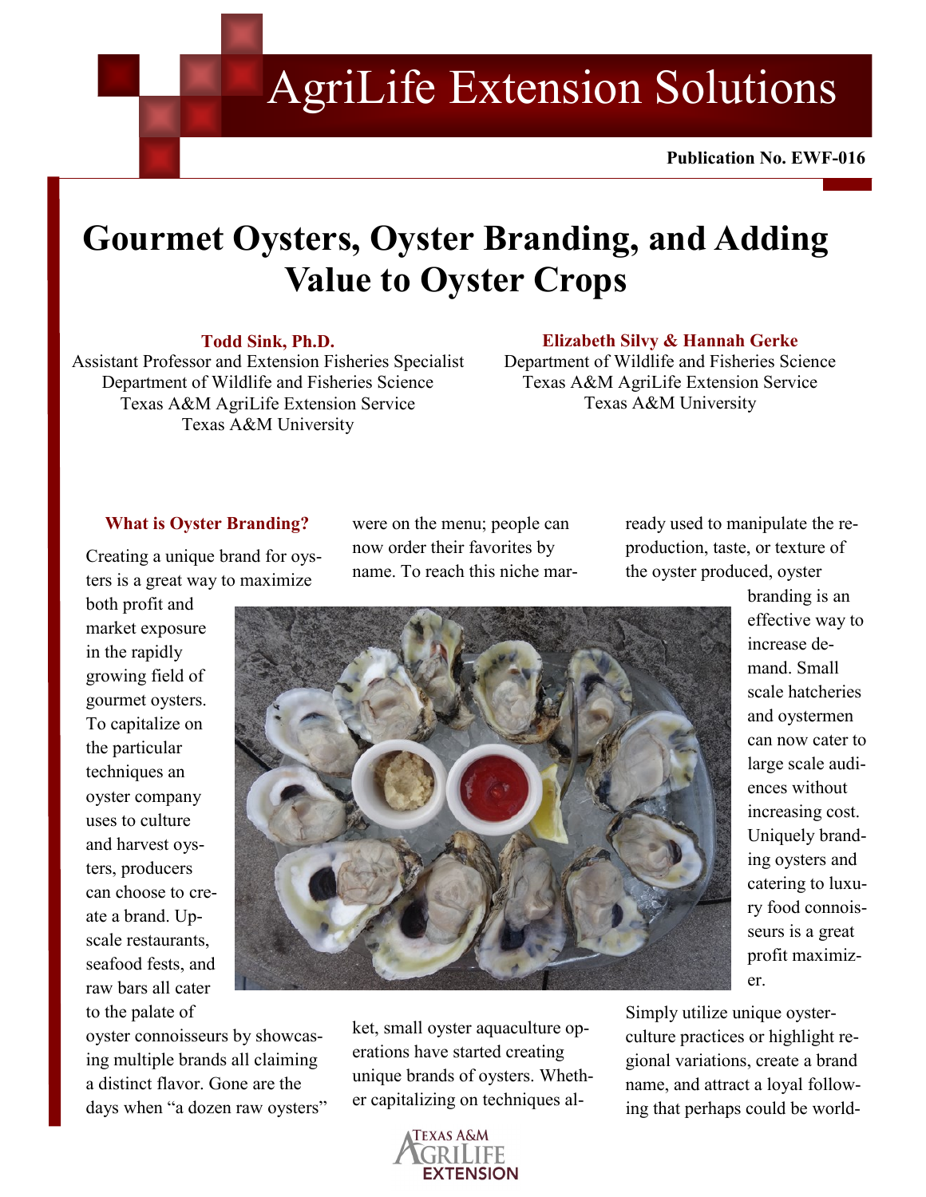AgriLife Extension Solutions

**Publication No. EWF-016**

# Gourmet Oysters, Oyster Branding, and Adding Value to Oyster Crops

**Todd Sink, Ph.D.**
Assistant Professor and Extension Fisheries Specialist
Department of Wildlife and Fisheries Science
Texas A&M AgriLife Extension Service
Texas A&M University

**Elizabeth Silvy & Hannah Gerke**
Department of Wildlife and Fisheries Science
Texas A&M AgriLife Extension Service
Texas A&M University

## What is Oyster Branding?

Creating a unique brand for oysters is a great way to maximize both profit and market exposure in the rapidly growing field of gourmet oysters. To capitalize on the particular techniques an oyster company uses to culture and harvest oysters, producers can choose to create a brand. Upscale restaurants, seafood fests, and raw bars all cater to the palate of oyster connoisseurs by showcasing multiple brands all claiming a distinct flavor. Gone are the days when "a dozen raw oysters" were on the menu; people can now order their favorites by name. To reach this niche market, small oyster aquaculture operations have started creating unique brands of oysters. Whether capitalizing on techniques already used to manipulate the reproduction, taste, or texture of the oyster produced, oyster branding is an effective way to increase demand. Small scale hatcheries and oystermen can now cater to large scale audiences without increasing cost. Uniquely branding oysters and catering to luxury food connoisseurs is a great profit maximizer.

Simply utilize unique oysterculture practices or highlight regional variations, create a brand name, and attract a loyal following that perhaps could be world-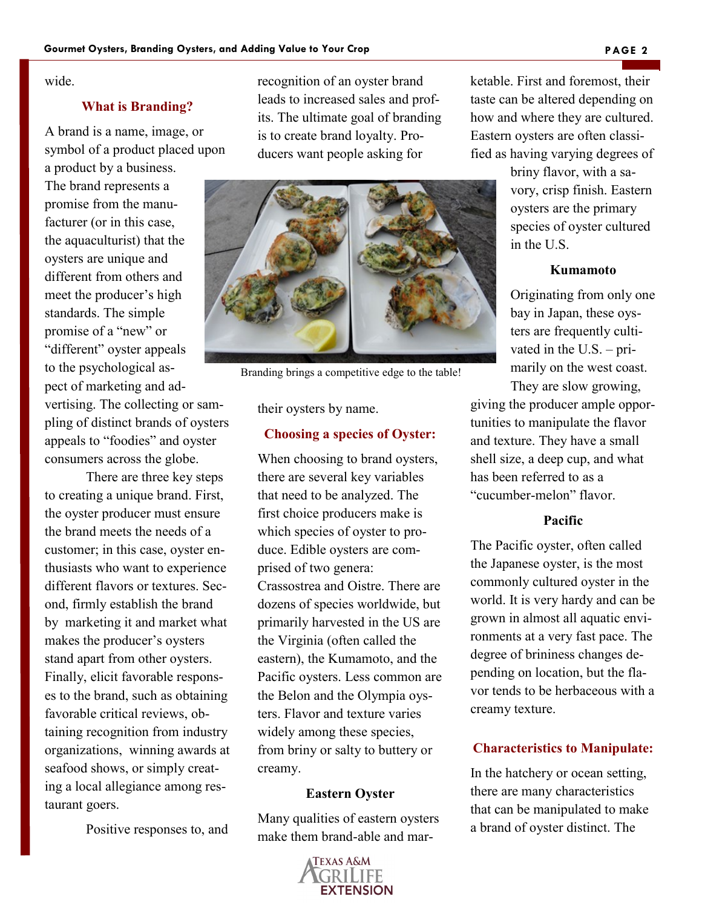wide.

### What is Branding?

A brand is a name, image, or symbol of a product placed upon a product by a business. The brand represents a promise from the manufacturer (or in this case, the aquaculturist) that the oysters are unique and different from others and meet the producer's high standards. The simple promise of a "new" or "different" oyster appeals to the psychological aspect of marketing and advertising. The collecting or sampling of distinct brands of oysters appeals to "foodies" and oyster consumers across the globe.

There are three key steps to creating a unique brand. First, the oyster producer must ensure the brand meets the needs of a customer; in this case, oyster enthusiasts who want to experience different flavors or textures. Second, firmly establish the brand by marketing it and market what makes the producer's oysters stand apart from other oysters. Finally, elicit favorable responses to the brand, such as obtaining favorable critical reviews, obtaining recognition from industry organizations, winning awards at seafood shows, or simply creating a local allegiance among restaurant goers.

Positive responses to, and recognition of an oyster brand leads to increased sales and profits. The ultimate goal of branding is to create brand loyalty. Producers want people asking for their oysters by name.

Branding brings a competitive edge to the table!

### Choosing a species of Oyster:

When choosing to brand oysters, there are several key variables that need to be analyzed. The first choice producers make is which species of oyster to produce. Edible oysters are comprised of two genera: Crassostrea and Oistre. There are dozens of species worldwide, but primarily harvested in the US are the Virginia (often called the eastern), the Kumamoto, and the Pacific oysters. Less common are the Belon and the Olympia oysters. Flavor and texture varies widely among these species, from briny or salty to buttery or creamy.

#### Eastern Oyster

Many qualities of eastern oysters make them brand-able and marketable. First and foremost, their taste can be altered depending on how and where they are cultured. Eastern oysters are often classified as having varying degrees of briny flavor, with a savory, crisp finish. Eastern oysters are the primary species of oyster cultured in the U.S.

#### Kumamoto

Originating from only one bay in Japan, these oysters are frequently cultivated in the U.S. – primarily on the west coast. They are slow growing, giving the producer ample opportunities to manipulate the flavor and texture. They have a small shell size, a deep cup, and what has been referred to as a "cucumber-melon" flavor.

#### Pacific

The Pacific oyster, often called the Japanese oyster, is the most commonly cultured oyster in the world. It is very hardy and can be grown in almost all aquatic environments at a very fast pace. The degree of brininess changes depending on location, but the flavor tends to be herbaceous with a creamy texture.

### Characteristics to Manipulate:

In the hatchery or ocean setting, there are many characteristics that can be manipulated to make a brand of oyster distinct. The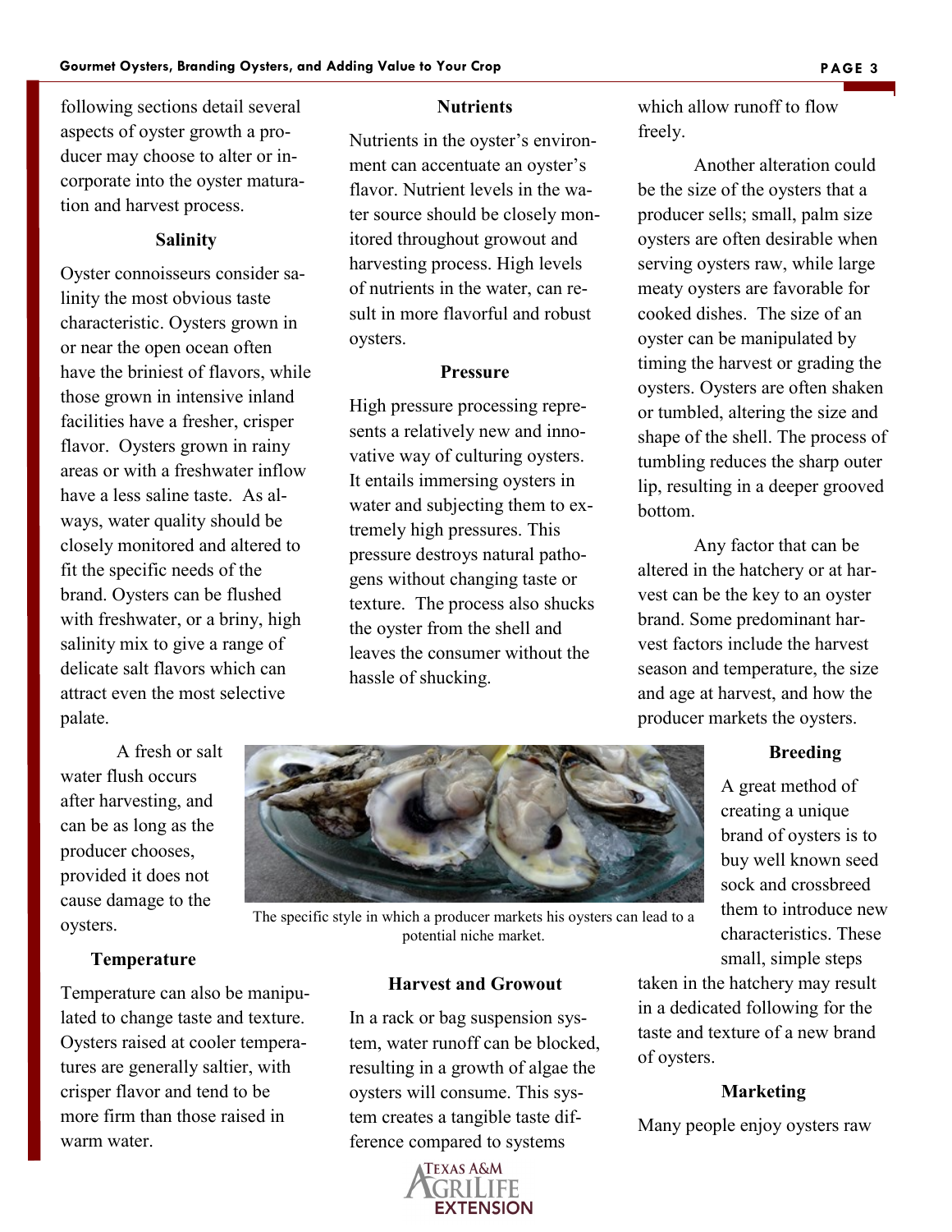following sections detail several aspects of oyster growth a producer may choose to alter or incorporate into the oyster maturation and harvest process.

### Salinity

Oyster connoisseurs consider salinity the most obvious taste characteristic. Oysters grown in or near the open ocean often have the briniest of flavors, while those grown in intensive inland facilities have a fresher, crisper flavor. Oysters grown in rainy areas or with a freshwater inflow have a less saline taste. As always, water quality should be closely monitored and altered to fit the specific needs of the brand. Oysters can be flushed with freshwater, or a briny, high salinity mix to give a range of delicate salt flavors which can attract even the most selective palate.

A fresh or salt water flush occurs after harvesting, and can be as long as the producer chooses, provided it does not cause damage to the oysters.

### Temperature

Temperature can also be manipulated to change taste and texture. Oysters raised at cooler temperatures are generally saltier, with crisper flavor and tend to be more firm than those raised in warm water.

### Nutrients

Nutrients in the oyster's environment can accentuate an oyster's flavor. Nutrient levels in the water source should be closely monitored throughout growout and harvesting process. High levels of nutrients in the water, can result in more flavorful and robust oysters.

### Pressure

High pressure processing represents a relatively new and innovative way of culturing oysters. It entails immersing oysters in water and subjecting them to extremely high pressures. This pressure destroys natural pathogens without changing taste or texture. The process also shucks the oyster from the shell and leaves the consumer without the hassle of shucking.

The specific style in which a producer markets his oysters can lead to a potential niche market.

### Harvest and Growout

In a rack or bag suspension system, water runoff can be blocked, resulting in a growth of algae the oysters will consume. This system creates a tangible taste difference compared to systems which allow runoff to flow freely.

Another alteration could be the size of the oysters that a producer sells; small, palm size oysters are often desirable when serving oysters raw, while large meaty oysters are favorable for cooked dishes. The size of an oyster can be manipulated by timing the harvest or grading the oysters. Oysters are often shaken or tumbled, altering the size and shape of the shell. The process of tumbling reduces the sharp outer lip, resulting in a deeper grooved bottom.

Any factor that can be altered in the hatchery or at harvest can be the key to an oyster brand. Some predominant harvest factors include the harvest season and temperature, the size and age at harvest, and how the producer markets the oysters.

### Breeding

A great method of creating a unique brand of oysters is to buy well known seed sock and crossbreed them to introduce new characteristics. These small, simple steps taken in the hatchery may result in a dedicated following for the taste and texture of a new brand of oysters.

### Marketing

Many people enjoy oysters raw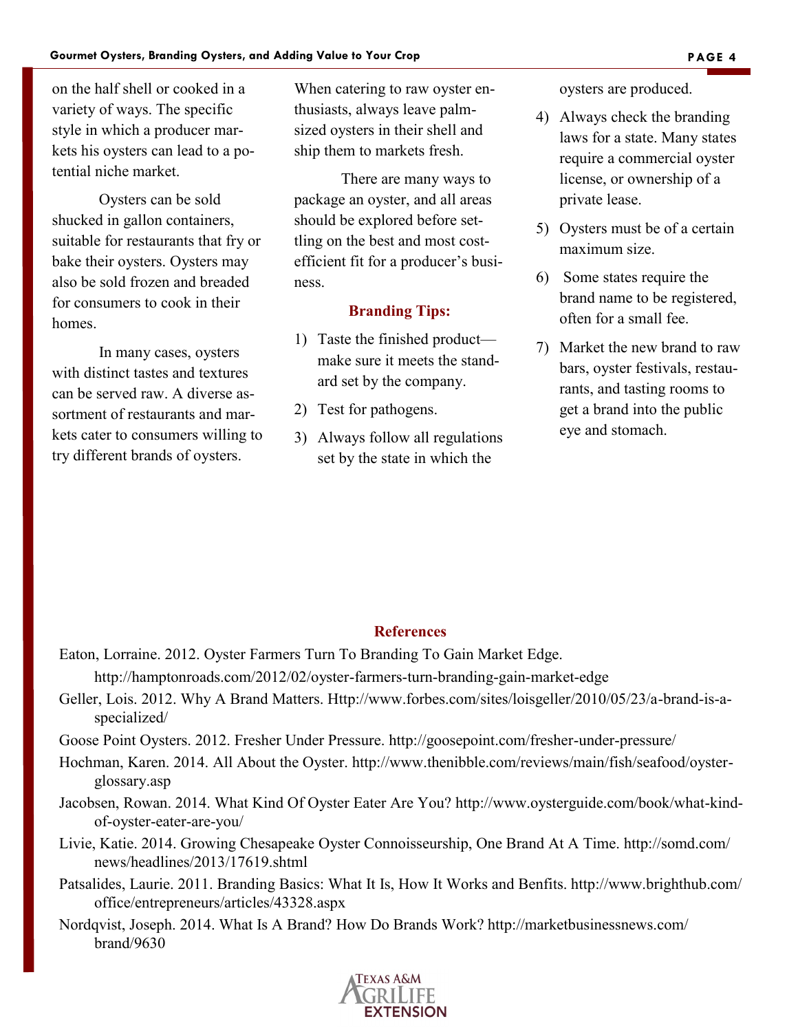on the half shell or cooked in a variety of ways. The specific style in which a producer markets his oysters can lead to a potential niche market.

Oysters can be sold shucked in gallon containers, suitable for restaurants that fry or bake their oysters. Oysters may also be sold frozen and breaded for consumers to cook in their homes.

In many cases, oysters with distinct tastes and textures can be served raw. A diverse assortment of restaurants and markets cater to consumers willing to try different brands of oysters. When catering to raw oyster enthusiasts, always leave palm-sized oysters in their shell and ship them to markets fresh.

There are many ways to package an oyster, and all areas should be explored before settling on the best and most cost-efficient fit for a producer's business.

**Branding Tips:**

1) Taste the finished product—make sure it meets the standard set by the company.
2) Test for pathogens.
3) Always follow all regulations set by the state in which the oysters are produced.
4) Always check the branding laws for a state. Many states require a commercial oyster license, or ownership of a private lease.
5) Oysters must be of a certain maximum size.
6) Some states require the brand name to be registered, often for a small fee.
7) Market the new brand to raw bars, oyster festivals, restaurants, and tasting rooms to get a brand into the public eye and stomach.

## References

Eaton, Lorraine. 2012. Oyster Farmers Turn To Branding To Gain Market Edge. http://hamptonroads.com/2012/02/oyster-farmers-turn-branding-gain-market-edge

Geller, Lois. 2012. Why A Brand Matters. Http://www.forbes.com/sites/loisgeller/2010/05/23/a-brand-is-a-specialized/

Goose Point Oysters. 2012. Fresher Under Pressure. http://goosepoint.com/fresher-under-pressure/

Hochman, Karen. 2014. All About the Oyster. http://www.thenibble.com/reviews/main/fish/seafood/oyster-glossary.asp

Jacobsen, Rowan. 2014. What Kind Of Oyster Eater Are You? http://www.oysterguide.com/book/what-kind-of-oyster-eater-are-you/

Livie, Katie. 2014. Growing Chesapeake Oyster Connoisseurship, One Brand At A Time. http://somd.com/news/headlines/2013/17619.shtml

Patsalides, Laurie. 2011. Branding Basics: What It Is, How It Works and Benfits. http://www.brighthub.com/office/entrepreneurs/articles/43328.aspx

Nordqvist, Joseph. 2014. What Is A Brand? How Do Brands Work? http://marketbusinessnews.com/brand/9630

Texas A&M AgriLife Extension